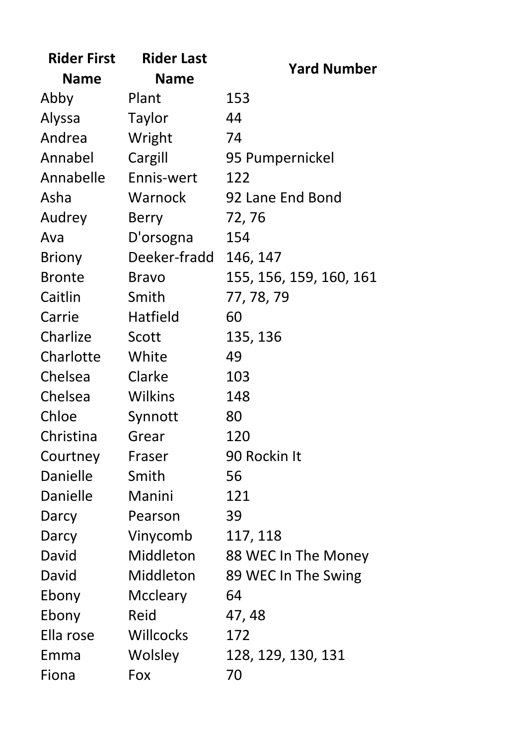| Rider First Name | Rider Last Name | Yard Number |
|---|---|---|
| Abby | Plant | 153 |
| Alyssa | Taylor | 44 |
| Andrea | Wright | 74 |
| Annabel | Cargill | 95 Pumpernickel |
| Annabelle | Ennis-wert | 122 |
| Asha | Warnock | 92 Lane End Bond |
| Audrey | Berry | 72, 76 |
| Ava | D'orsogna | 154 |
| Briony | Deeker-fradd | 146, 147 |
| Bronte | Bravo | 155, 156, 159, 160, 161 |
| Caitlin | Smith | 77, 78, 79 |
| Carrie | Hatfield | 60 |
| Charlize | Scott | 135, 136 |
| Charlotte | White | 49 |
| Chelsea | Clarke | 103 |
| Chelsea | Wilkins | 148 |
| Chloe | Synnott | 80 |
| Christina | Grear | 120 |
| Courtney | Fraser | 90 Rockin It |
| Danielle | Smith | 56 |
| Danielle | Manini | 121 |
| Darcy | Pearson | 39 |
| Darcy | Vinycomb | 117, 118 |
| David | Middleton | 88 WEC In The Money |
| David | Middleton | 89 WEC In The Swing |
| Ebony | Mccleary | 64 |
| Ebony | Reid | 47, 48 |
| Ella rose | Willcocks | 172 |
| Emma | Wolsley | 128, 129, 130, 131 |
| Fiona | Fox | 70 |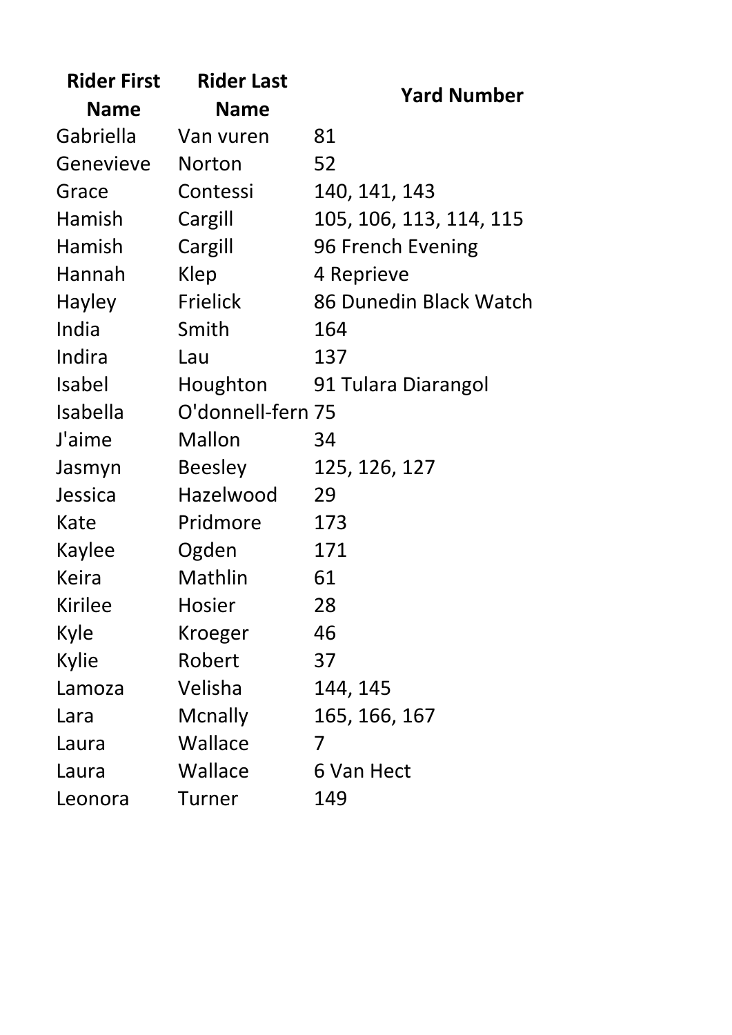| Rider First Name | Rider Last Name | Yard Number |
| --- | --- | --- |
| Gabriella | Van vuren | 81 |
| Genevieve | Norton | 52 |
| Grace | Contessi | 140, 141, 143 |
| Hamish | Cargill | 105, 106, 113, 114, 115 |
| Hamish | Cargill | 96 French Evening |
| Hannah | Klep | 4 Reprieve |
| Hayley | Frielick | 86 Dunedin Black Watch |
| India | Smith | 164 |
| Indira | Lau | 137 |
| Isabel | Houghton | 91 Tulara Diarangol |
| Isabella | O'donnell-fern | 75 |
| J'aime | Mallon | 34 |
| Jasmyn | Beesley | 125, 126, 127 |
| Jessica | Hazelwood | 29 |
| Kate | Pridmore | 173 |
| Kaylee | Ogden | 171 |
| Keira | Mathlin | 61 |
| Kirilee | Hosier | 28 |
| Kyle | Kroeger | 46 |
| Kylie | Robert | 37 |
| Lamoza | Velisha | 144, 145 |
| Lara | Mcnally | 165, 166, 167 |
| Laura | Wallace | 7 |
| Laura | Wallace | 6 Van Hect |
| Leonora | Turner | 149 |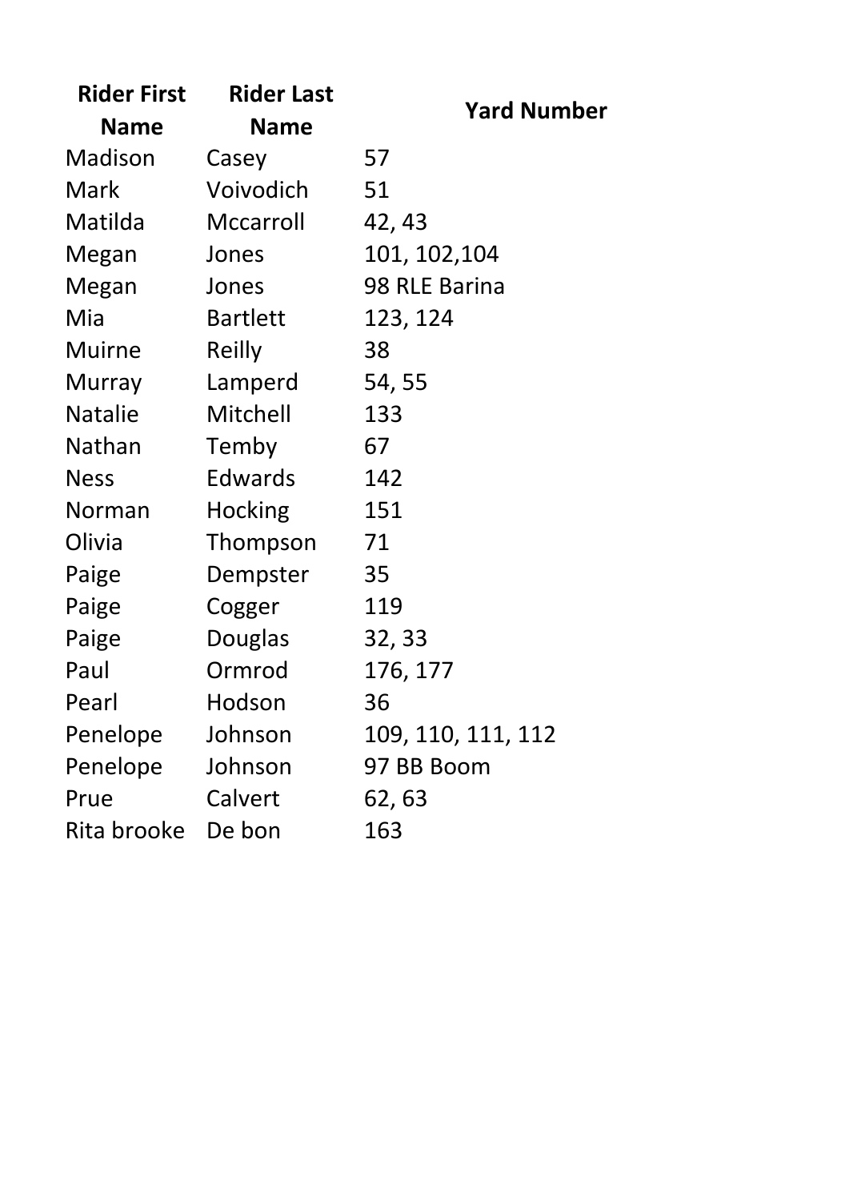| Rider First Name | Rider Last Name | Yard Number |
|---|---|---|
| Madison | Casey | 57 |
| Mark | Voivodich | 51 |
| Matilda | Mccarroll | 42, 43 |
| Megan | Jones | 101, 102,104 |
| Megan | Jones | 98 RLE Barina |
| Mia | Bartlett | 123, 124 |
| Muirne | Reilly | 38 |
| Murray | Lamperd | 54, 55 |
| Natalie | Mitchell | 133 |
| Nathan | Temby | 67 |
| Ness | Edwards | 142 |
| Norman | Hocking | 151 |
| Olivia | Thompson | 71 |
| Paige | Dempster | 35 |
| Paige | Cogger | 119 |
| Paige | Douglas | 32, 33 |
| Paul | Ormrod | 176, 177 |
| Pearl | Hodson | 36 |
| Penelope | Johnson | 109, 110, 111, 112 |
| Penelope | Johnson | 97 BB Boom |
| Prue | Calvert | 62, 63 |
| Rita brooke | De bon | 163 |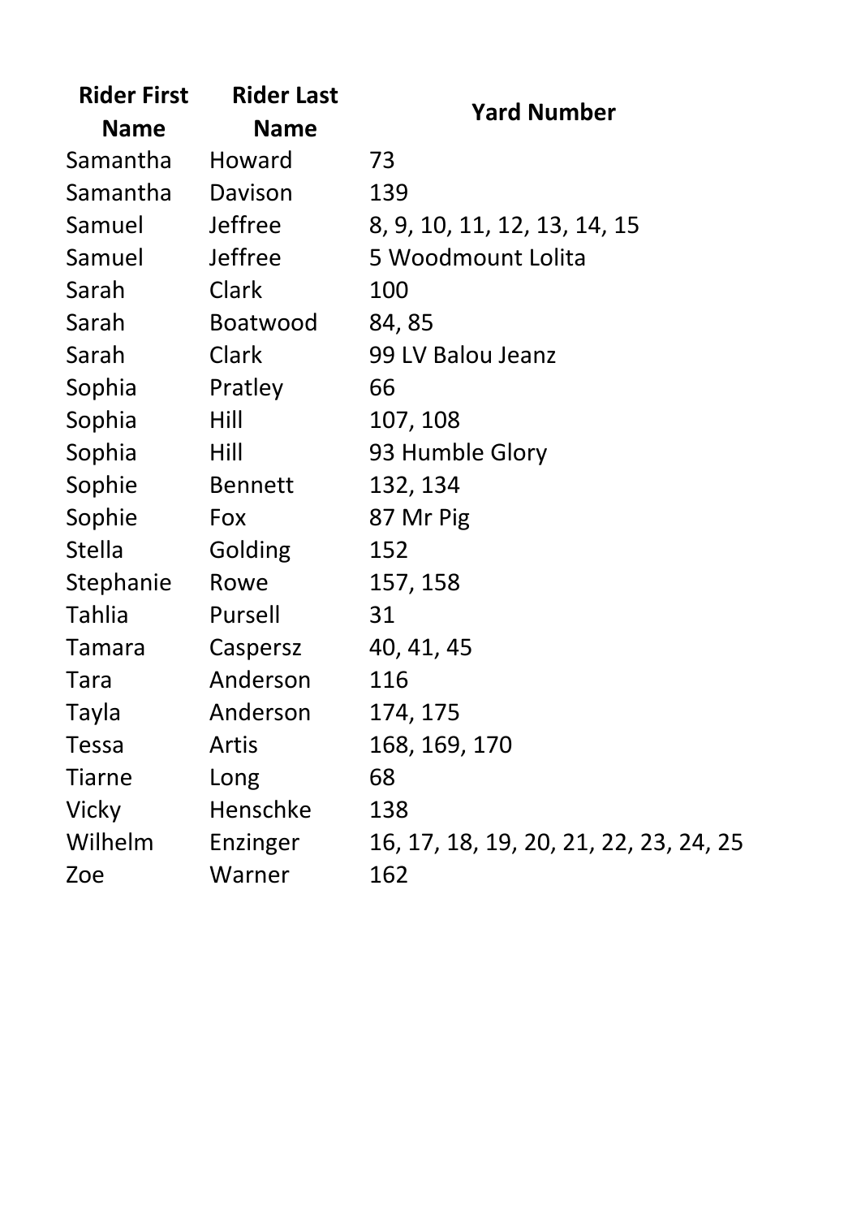| Rider First Name | Rider Last Name | Yard Number |
| --- | --- | --- |
| Samantha | Howard | 73 |
| Samantha | Davison | 139 |
| Samuel | Jeffree | 8, 9, 10, 11, 12, 13, 14, 15 |
| Samuel | Jeffree | 5 Woodmount Lolita |
| Sarah | Clark | 100 |
| Sarah | Boatwood | 84, 85 |
| Sarah | Clark | 99 LV Balou Jeanz |
| Sophia | Pratley | 66 |
| Sophia | Hill | 107, 108 |
| Sophia | Hill | 93 Humble Glory |
| Sophie | Bennett | 132, 134 |
| Sophie | Fox | 87 Mr Pig |
| Stella | Golding | 152 |
| Stephanie | Rowe | 157, 158 |
| Tahlia | Pursell | 31 |
| Tamara | Caspersz | 40, 41, 45 |
| Tara | Anderson | 116 |
| Tayla | Anderson | 174, 175 |
| Tessa | Artis | 168, 169, 170 |
| Tiarne | Long | 68 |
| Vicky | Henschke | 138 |
| Wilhelm | Enzinger | 16, 17, 18, 19, 20, 21, 22, 23, 24, 25 |
| Zoe | Warner | 162 |